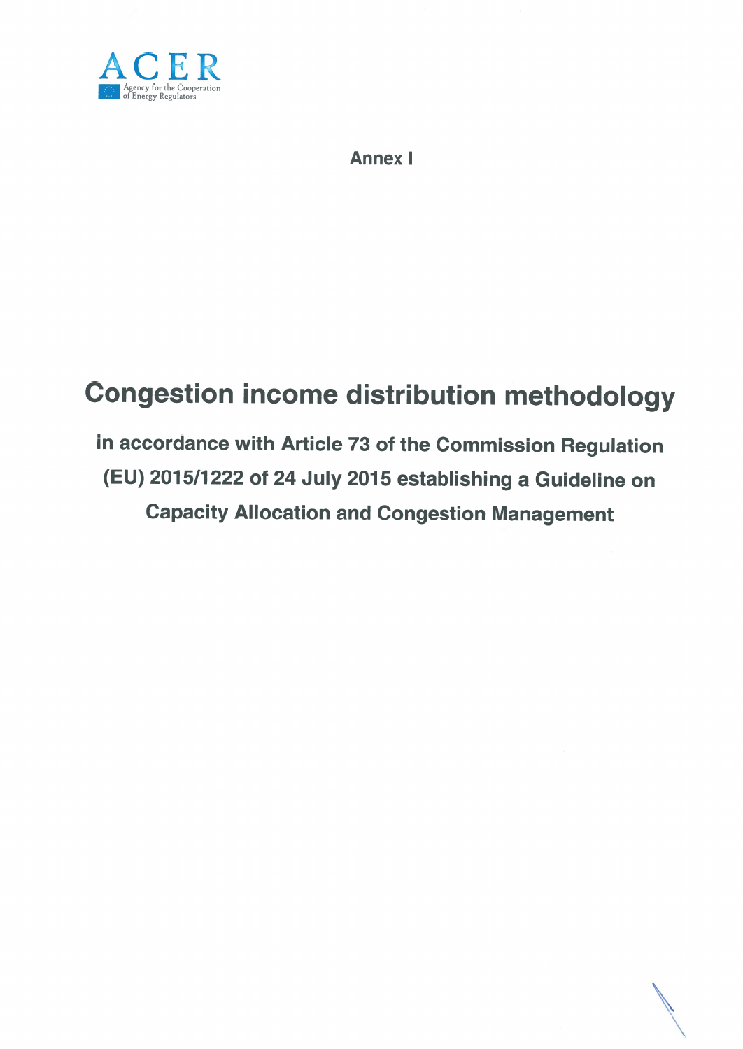Annex I

# Congestion income distribution methodology

## in accordance with Article 73 of the Commission Regulation (EU) 2015/1222 of 24 July 2015 establishing a Guideline on Capacity Allocation and Congestion Management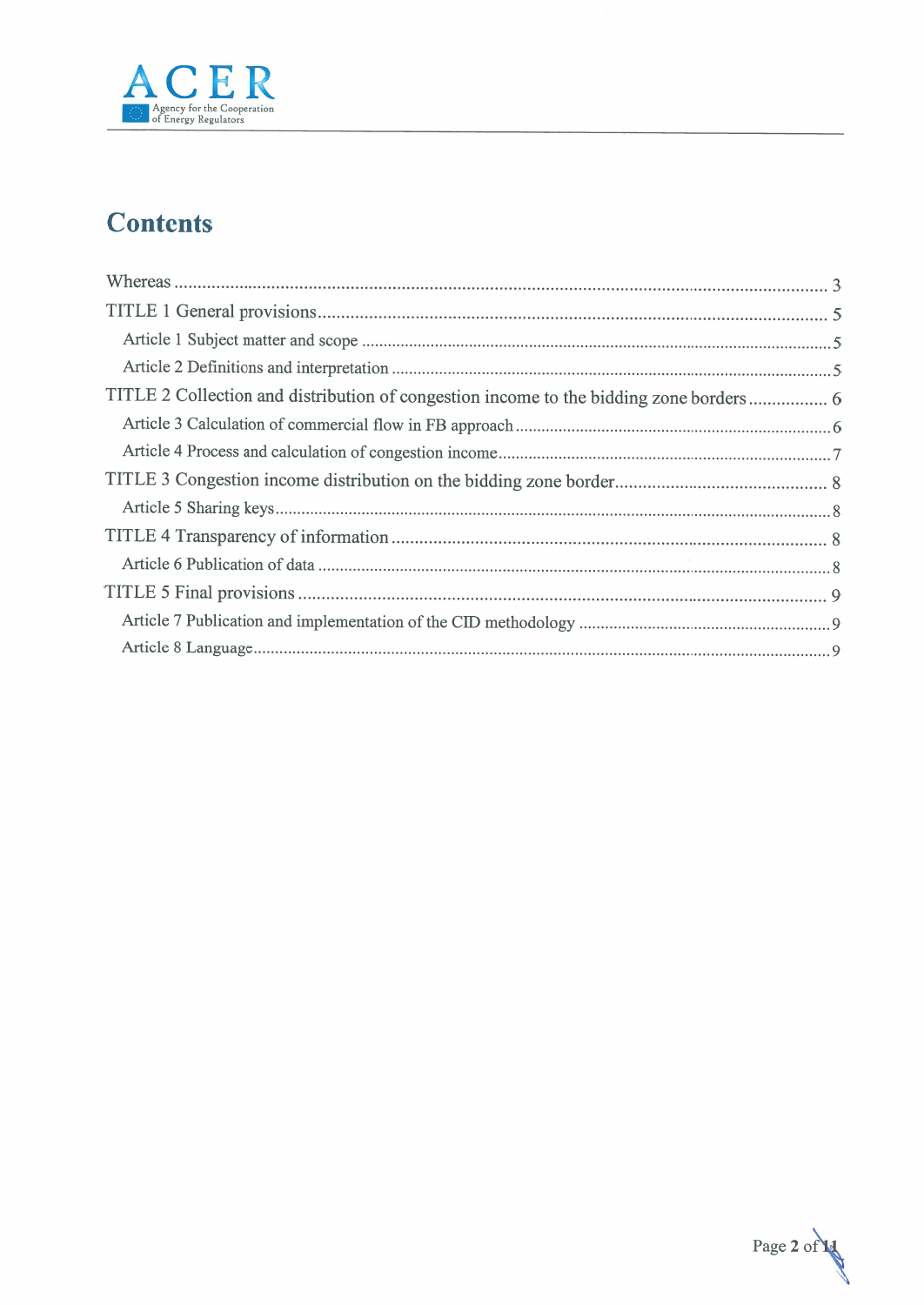# Contents

Whereas ........................................................................................................................................... 3

TITLE 1 General provisions............................................................................................................. 5

Article 1 Subject matter and scope ............................................................................................ 5

Article 2 Definitions and interpretation ..................................................................................... 5

TITLE 2 Collection and distribution of congestion income to the bidding zone borders ................ 6

Article 3 Calculation of commercial flow in FB approach ........................................................ 6

Article 4 Process and calculation of congestion income............................................................. 7

TITLE 3 Congestion income distribution on the bidding zone border............................................. 8

Article 5 Sharing keys................................................................................................................. 8

TITLE 4 Transparency of information ............................................................................................ 8

Article 6 Publication of data ....................................................................................................... 8

TITLE 5 Final provisions ................................................................................................................ 9

Article 7 Publication and implementation of the CID methodology .......................................... 9

Article 8 Language..................................................................................................................... 9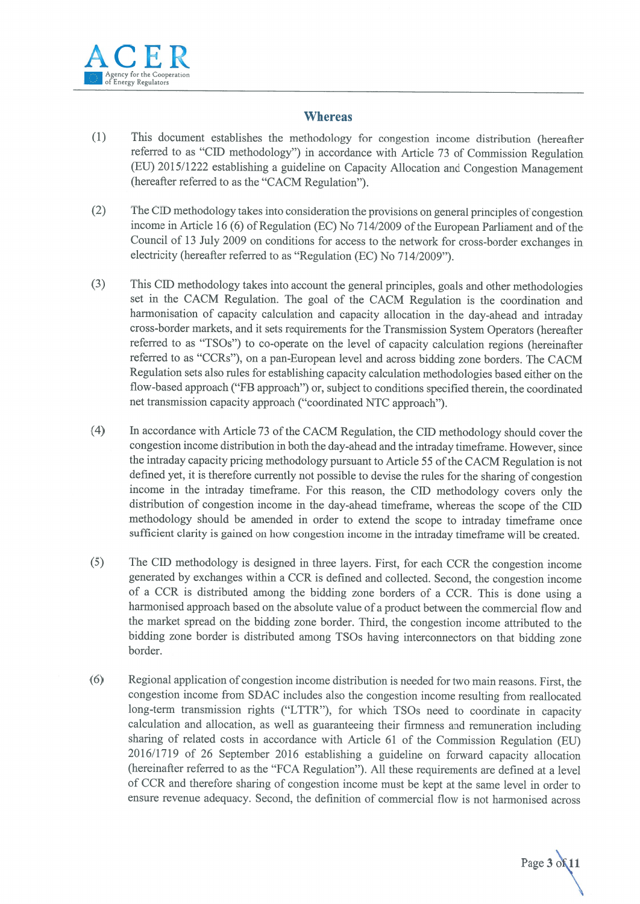## Whereas

(1) This document establishes the methodology for congestion income distribution (hereafter referred to as "CID methodology") in accordance with Article 73 of Commission Regulation (EU) 2015/1222 establishing a guideline on Capacity Allocation and Congestion Management (hereafter referred to as the "CACM Regulation").

(2) The CID methodology takes into consideration the provisions on general principles of congestion income in Article 16 (6) of Regulation (EC) No 714/2009 of the European Parliament and of the Council of 13 July 2009 on conditions for access to the network for cross-border exchanges in electricity (hereafter referred to as "Regulation (EC) No 714/2009").

(3) This CID methodology takes into account the general principles, goals and other methodologies set in the CACM Regulation. The goal of the CACM Regulation is the coordination and harmonisation of capacity calculation and capacity allocation in the day-ahead and intraday cross-border markets, and it sets requirements for the Transmission System Operators (hereafter referred to as "TSOs") to co-operate on the level of capacity calculation regions (hereinafter referred to as "CCRs"), on a pan-European level and across bidding zone borders. The CACM Regulation sets also rules for establishing capacity calculation methodologies based either on the flow-based approach ("FB approach") or, subject to conditions specified therein, the coordinated net transmission capacity approach ("coordinated NTC approach").

(4) In accordance with Article 73 of the CACM Regulation, the CID methodology should cover the congestion income distribution in both the day-ahead and the intraday timeframe. However, since the intraday capacity pricing methodology pursuant to Article 55 of the CACM Regulation is not defined yet, it is therefore currently not possible to devise the rules for the sharing of congestion income in the intraday timeframe. For this reason, the CID methodology covers only the distribution of congestion income in the day-ahead timeframe, whereas the scope of the CID methodology should be amended in order to extend the scope to intraday timeframe once sufficient clarity is gained on how congestion income in the intraday timeframe will be created.

(5) The CID methodology is designed in three layers. First, for each CCR the congestion income generated by exchanges within a CCR is defined and collected. Second, the congestion income of a CCR is distributed among the bidding zone borders of a CCR. This is done using a harmonised approach based on the absolute value of a product between the commercial flow and the market spread on the bidding zone border. Third, the congestion income attributed to the bidding zone border is distributed among TSOs having interconnectors on that bidding zone border.

(6) Regional application of congestion income distribution is needed for two main reasons. First, the congestion income from SDAC includes also the congestion income resulting from reallocated long-term transmission rights ("LTTR"), for which TSOs need to coordinate in capacity calculation and allocation, as well as guaranteeing their firmness and remuneration including sharing of related costs in accordance with Article 61 of the Commission Regulation (EU) 2016/1719 of 26 September 2016 establishing a guideline on forward capacity allocation (hereinafter referred to as the "FCA Regulation"). All these requirements are defined at a level of CCR and therefore sharing of congestion income must be kept at the same level in order to ensure revenue adequacy. Second, the definition of commercial flow is not harmonised across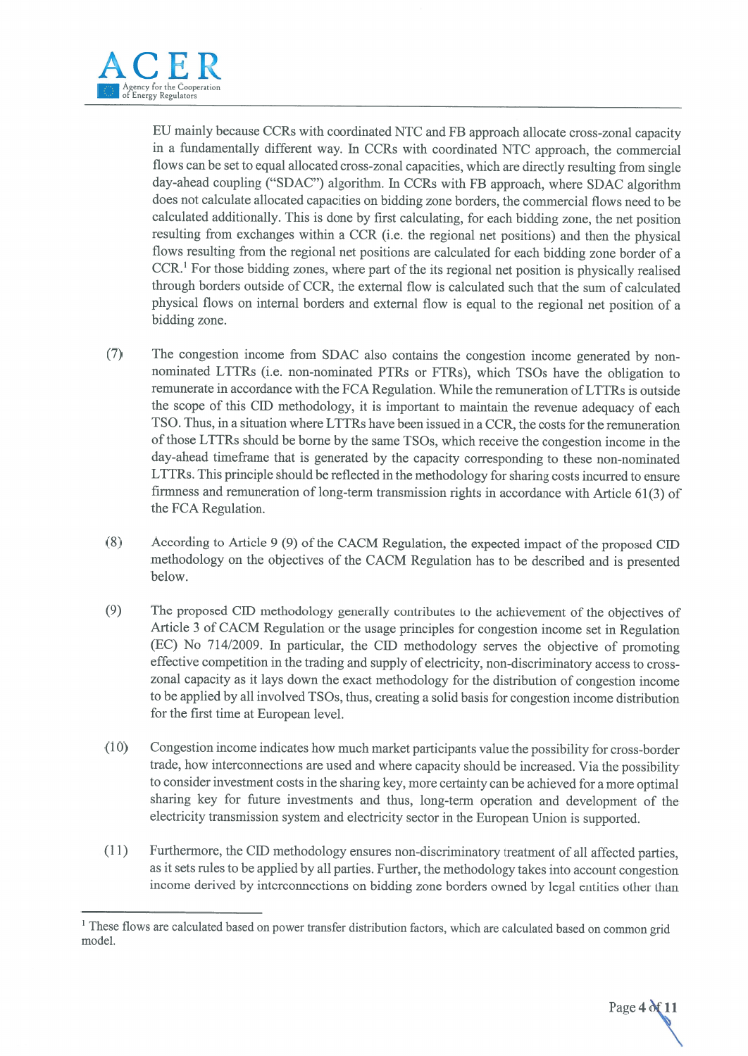EU mainly because CCRs with coordinated NTC and FB approach allocate cross-zonal capacity in a fundamentally different way. In CCRs with coordinated NTC approach, the commercial flows can be set to equal allocated cross-zonal capacities, which are directly resulting from single day-ahead coupling ("SDAC") algorithm. In CCRs with FB approach, where SDAC algorithm does not calculate allocated capacities on bidding zone borders, the commercial flows need to be calculated additionally. This is done by first calculating, for each bidding zone, the net position resulting from exchanges within a CCR (i.e. the regional net positions) and then the physical flows resulting from the regional net positions are calculated for each bidding zone border of a CCR.[1] For those bidding zones, where part of the its regional net position is physically realised through borders outside of CCR, the external flow is calculated such that the sum of calculated physical flows on internal borders and external flow is equal to the regional net position of a bidding zone.

(7) The congestion income from SDAC also contains the congestion income generated by non-nominated LTTRs (i.e. non-nominated PTRs or FTRs), which TSOs have the obligation to remunerate in accordance with the FCA Regulation. While the remuneration of LTTRs is outside the scope of this CID methodology, it is important to maintain the revenue adequacy of each TSO. Thus, in a situation where LTTRs have been issued in a CCR, the costs for the remuneration of those LTTRs should be borne by the same TSOs, which receive the congestion income in the day-ahead timeframe that is generated by the capacity corresponding to these non-nominated LTTRs. This principle should be reflected in the methodology for sharing costs incurred to ensure firmness and remuneration of long-term transmission rights in accordance with Article 61(3) of the FCA Regulation.

(8) According to Article 9 (9) of the CACM Regulation, the expected impact of the proposed CID methodology on the objectives of the CACM Regulation has to be described and is presented below.

(9) The proposed CID methodology generally contributes to the achievement of the objectives of Article 3 of CACM Regulation or the usage principles for congestion income set in Regulation (EC) No 714/2009. In particular, the CID methodology serves the objective of promoting effective competition in the trading and supply of electricity, non-discriminatory access to cross-zonal capacity as it lays down the exact methodology for the distribution of congestion income to be applied by all involved TSOs, thus, creating a solid basis for congestion income distribution for the first time at European level.

(10) Congestion income indicates how much market participants value the possibility for cross-border trade, how interconnections are used and where capacity should be increased. Via the possibility to consider investment costs in the sharing key, more certainty can be achieved for a more optimal sharing key for future investments and thus, long-term operation and development of the electricity transmission system and electricity sector in the European Union is supported.

(11) Furthermore, the CID methodology ensures non-discriminatory treatment of all affected parties, as it sets rules to be applied by all parties. Further, the methodology takes into account congestion income derived by interconnections on bidding zone borders owned by legal entities other than

---

[1] These flows are calculated based on power transfer distribution factors, which are calculated based on common grid model.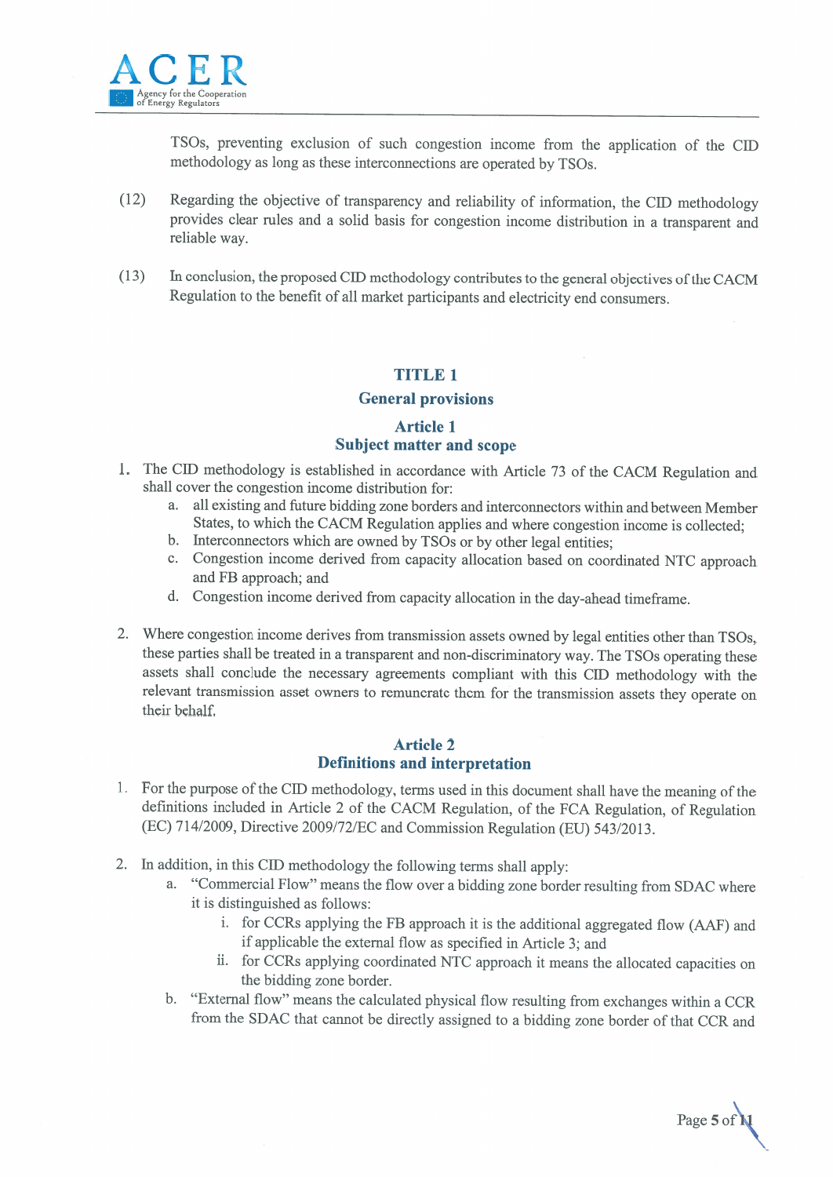TSOs, preventing exclusion of such congestion income from the application of the CID methodology as long as these interconnections are operated by TSOs.

(12) Regarding the objective of transparency and reliability of information, the CID methodology provides clear rules and a solid basis for congestion income distribution in a transparent and reliable way.

(13) In conclusion, the proposed CID methodology contributes to the general objectives of the CACM Regulation to the benefit of all market participants and electricity end consumers.

# TITLE 1
# General provisions

## Article 1
## Subject matter and scope

1. The CID methodology is established in accordance with Article 73 of the CACM Regulation and shall cover the congestion income distribution for:
   a. all existing and future bidding zone borders and interconnectors within and between Member States, to which the CACM Regulation applies and where congestion income is collected;
   b. Interconnectors which are owned by TSOs or by other legal entities;
   c. Congestion income derived from capacity allocation based on coordinated NTC approach and FB approach; and
   d. Congestion income derived from capacity allocation in the day-ahead timeframe.

2. Where congestion income derives from transmission assets owned by legal entities other than TSOs, these parties shall be treated in a transparent and non-discriminatory way. The TSOs operating these assets shall conclude the necessary agreements compliant with this CID methodology with the relevant transmission asset owners to remunerate them for the transmission assets they operate on their behalf.

## Article 2
## Definitions and interpretation

1. For the purpose of the CID methodology, terms used in this document shall have the meaning of the definitions included in Article 2 of the CACM Regulation, of the FCA Regulation, of Regulation (EC) 714/2009, Directive 2009/72/EC and Commission Regulation (EU) 543/2013.

2. In addition, in this CID methodology the following terms shall apply:
   a. "Commercial Flow" means the flow over a bidding zone border resulting from SDAC where it is distinguished as follows:
      i. for CCRs applying the FB approach it is the additional aggregated flow (AAF) and if applicable the external flow as specified in Article 3; and
      ii. for CCRs applying coordinated NTC approach it means the allocated capacities on the bidding zone border.
   b. "External flow" means the calculated physical flow resulting from exchanges within a CCR from the SDAC that cannot be directly assigned to a bidding zone border of that CCR and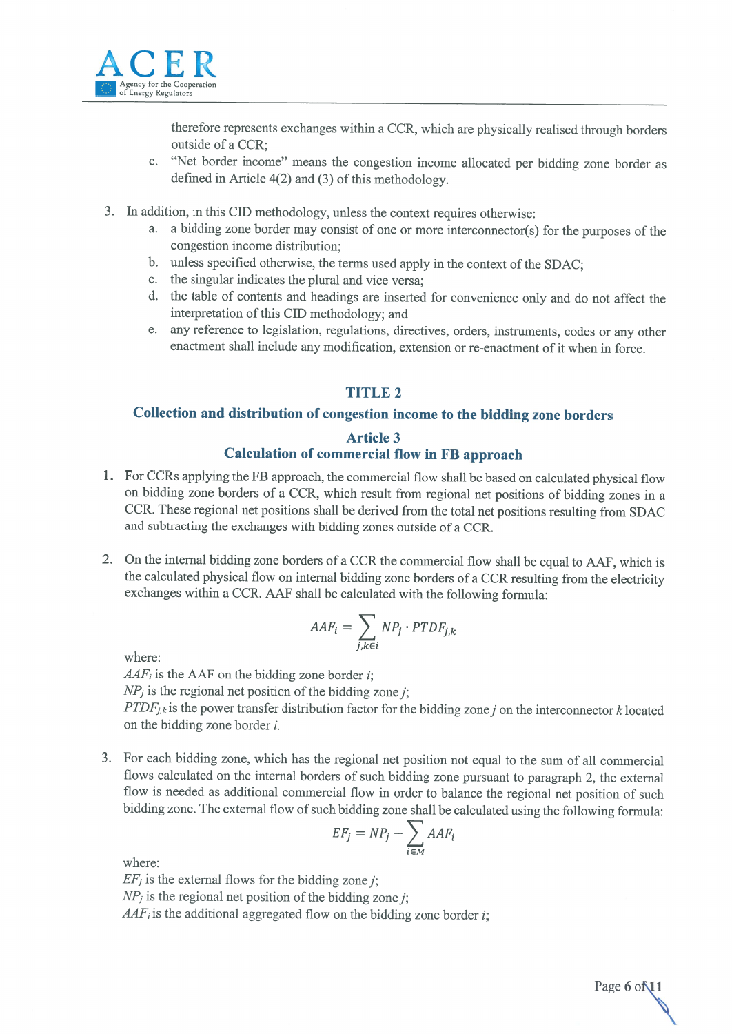therefore represents exchanges within a CCR, which are physically realised through borders outside of a CCR;

c. "Net border income" means the congestion income allocated per bidding zone border as defined in Article 4(2) and (3) of this methodology.

3. In addition, in this CID methodology, unless the context requires otherwise:
   a. a bidding zone border may consist of one or more interconnector(s) for the purposes of the congestion income distribution;
   b. unless specified otherwise, the terms used apply in the context of the SDAC;
   c. the singular indicates the plural and vice versa;
   d. the table of contents and headings are inserted for convenience only and do not affect the interpretation of this CID methodology; and
   e. any reference to legislation, regulations, directives, orders, instruments, codes or any other enactment shall include any modification, extension or re-enactment of it when in force.

## TITLE 2
## Collection and distribution of congestion income to the bidding zone borders

### Article 3
### Calculation of commercial flow in FB approach

1. For CCRs applying the FB approach, the commercial flow shall be based on calculated physical flow on bidding zone borders of a CCR, which result from regional net positions of bidding zones in a CCR. These regional net positions shall be derived from the total net positions resulting from SDAC and subtracting the exchanges with bidding zones outside of a CCR.

2. On the internal bidding zone borders of a CCR the commercial flow shall be equal to AAF, which is the calculated physical flow on internal bidding zone borders of a CCR resulting from the electricity exchanges within a CCR. AAF shall be calculated with the following formula:

$$AAF_i = \sum_{j,k \in i} NP_j \cdot PTDF_{j,k}$$

where:
$AAF_i$ is the AAF on the bidding zone border $i$;
$NP_j$ is the regional net position of the bidding zone $j$;
$PTDF_{j,k}$ is the power transfer distribution factor for the bidding zone $j$ on the interconnector $k$ located on the bidding zone border $i$.

3. For each bidding zone, which has the regional net position not equal to the sum of all commercial flows calculated on the internal borders of such bidding zone pursuant to paragraph 2, the external flow is needed as additional commercial flow in order to balance the regional net position of such bidding zone. The external flow of such bidding zone shall be calculated using the following formula:

$$EF_j = NP_j - \sum_{i \in M} AAF_i$$

where:
$EF_j$ is the external flows for the bidding zone $j$;
$NP_j$ is the regional net position of the bidding zone $j$;
$AAF_i$ is the additional aggregated flow on the bidding zone border $i$;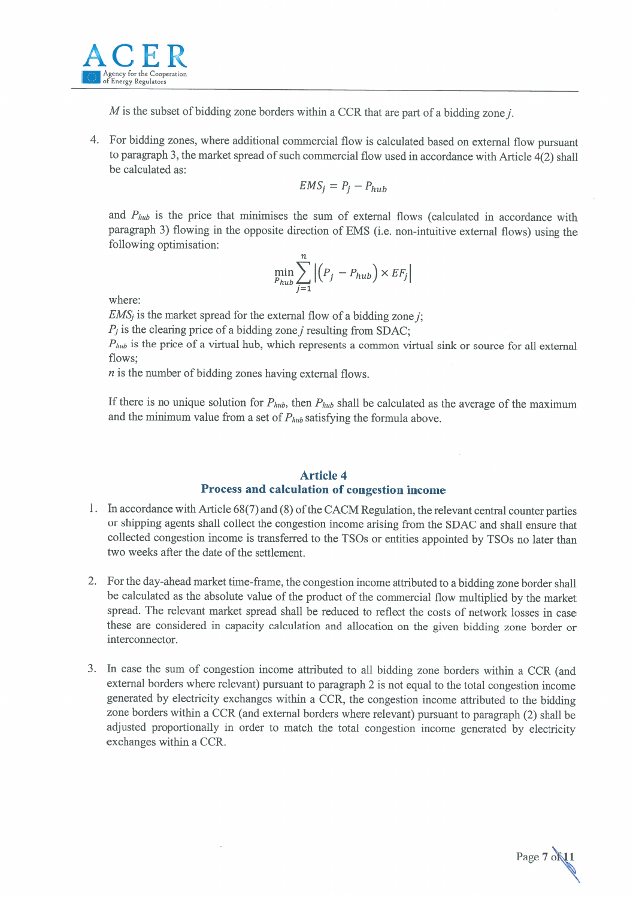$M$ is the subset of bidding zone borders within a CCR that are part of a bidding zone $j$.

4. For bidding zones, where additional commercial flow is calculated based on external flow pursuant to paragraph 3, the market spread of such commercial flow used in accordance with Article 4(2) shall be calculated as:

$$EMS_j = P_j - P_{hub}$$

and $P_{hub}$ is the price that minimises the sum of external flows (calculated in accordance with paragraph 3) flowing in the opposite direction of EMS (i.e. non-intuitive external flows) using the following optimisation:

$$\min_{P_{hub}} \sum_{j=1}^{n} \left| \left(P_j - P_{hub}\right) \times EF_j \right|$$

where:
$EMS_j$ is the market spread for the external flow of a bidding zone $j$;
$P_j$ is the clearing price of a bidding zone $j$ resulting from SDAC;
$P_{hub}$ is the price of a virtual hub, which represents a common virtual sink or source for all external flows;
$n$ is the number of bidding zones having external flows.

If there is no unique solution for $P_{hub}$, then $P_{hub}$ shall be calculated as the average of the maximum and the minimum value from a set of $P_{hub}$ satisfying the formula above.

## Article 4
## Process and calculation of congestion income

1. In accordance with Article 68(7) and (8) of the CACM Regulation, the relevant central counter parties or shipping agents shall collect the congestion income arising from the SDAC and shall ensure that collected congestion income is transferred to the TSOs or entities appointed by TSOs no later than two weeks after the date of the settlement.

2. For the day-ahead market time-frame, the congestion income attributed to a bidding zone border shall be calculated as the absolute value of the product of the commercial flow multiplied by the market spread. The relevant market spread shall be reduced to reflect the costs of network losses in case these are considered in capacity calculation and allocation on the given bidding zone border or interconnector.

3. In case the sum of congestion income attributed to all bidding zone borders within a CCR (and external borders where relevant) pursuant to paragraph 2 is not equal to the total congestion income generated by electricity exchanges within a CCR, the congestion income attributed to the bidding zone borders within a CCR (and external borders where relevant) pursuant to paragraph (2) shall be adjusted proportionally in order to match the total congestion income generated by electricity exchanges within a CCR.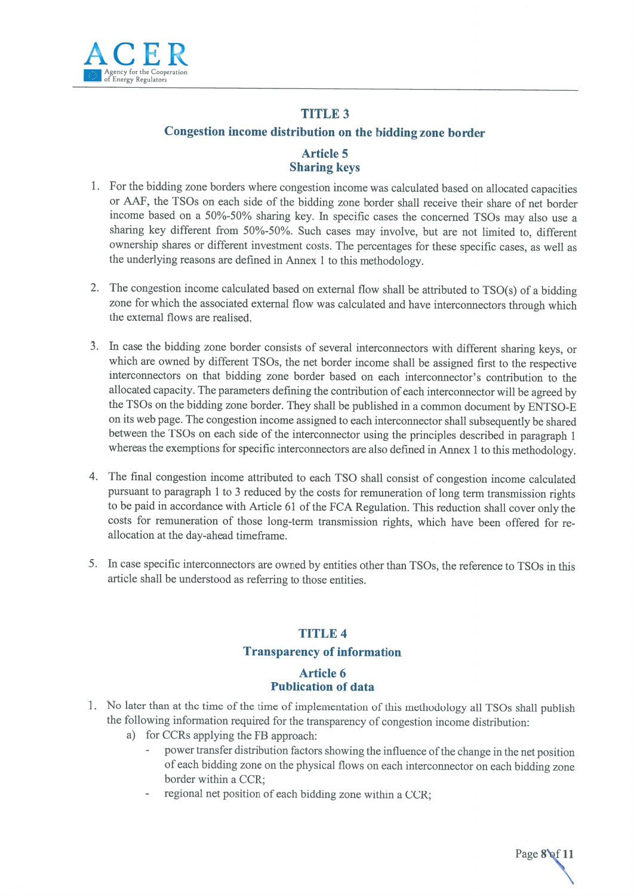## TITLE 3

### Congestion income distribution on the bidding zone border

### Article 5
### Sharing keys

1. For the bidding zone borders where congestion income was calculated based on allocated capacities or AAF, the TSOs on each side of the bidding zone border shall receive their share of net border income based on a 50%-50% sharing key. In specific cases the concerned TSOs may also use a sharing key different from 50%-50%. Such cases may involve, but are not limited to, different ownership shares or different investment costs. The percentages for these specific cases, as well as the underlying reasons are defined in Annex 1 to this methodology.

2. The congestion income calculated based on external flow shall be attributed to TSO(s) of a bidding zone for which the associated external flow was calculated and have interconnectors through which the external flows are realised.

3. In case the bidding zone border consists of several interconnectors with different sharing keys, or which are owned by different TSOs, the net border income shall be assigned first to the respective interconnectors on that bidding zone border based on each interconnector's contribution to the allocated capacity. The parameters defining the contribution of each interconnector will be agreed by the TSOs on the bidding zone border. They shall be published in a common document by ENTSO-E on its web page. The congestion income assigned to each interconnector shall subsequently be shared between the TSOs on each side of the interconnector using the principles described in paragraph 1 whereas the exemptions for specific interconnectors are also defined in Annex 1 to this methodology.

4. The final congestion income attributed to each TSO shall consist of congestion income calculated pursuant to paragraph 1 to 3 reduced by the costs for remuneration of long term transmission rights to be paid in accordance with Article 61 of the FCA Regulation. This reduction shall cover only the costs for remuneration of those long-term transmission rights, which have been offered for re-allocation at the day-ahead timeframe.

5. In case specific interconnectors are owned by entities other than TSOs, the reference to TSOs in this article shall be understood as referring to those entities.

## TITLE 4

### Transparency of information

### Article 6
### Publication of data

1. No later than at the time of the time of implementation of this methodology all TSOs shall publish the following information required for the transparency of congestion income distribution:
   a) for CCRs applying the FB approach:
      - power transfer distribution factors showing the influence of the change in the net position of each bidding zone on the physical flows on each interconnector on each bidding zone border within a CCR;
      - regional net position of each bidding zone within a CCR;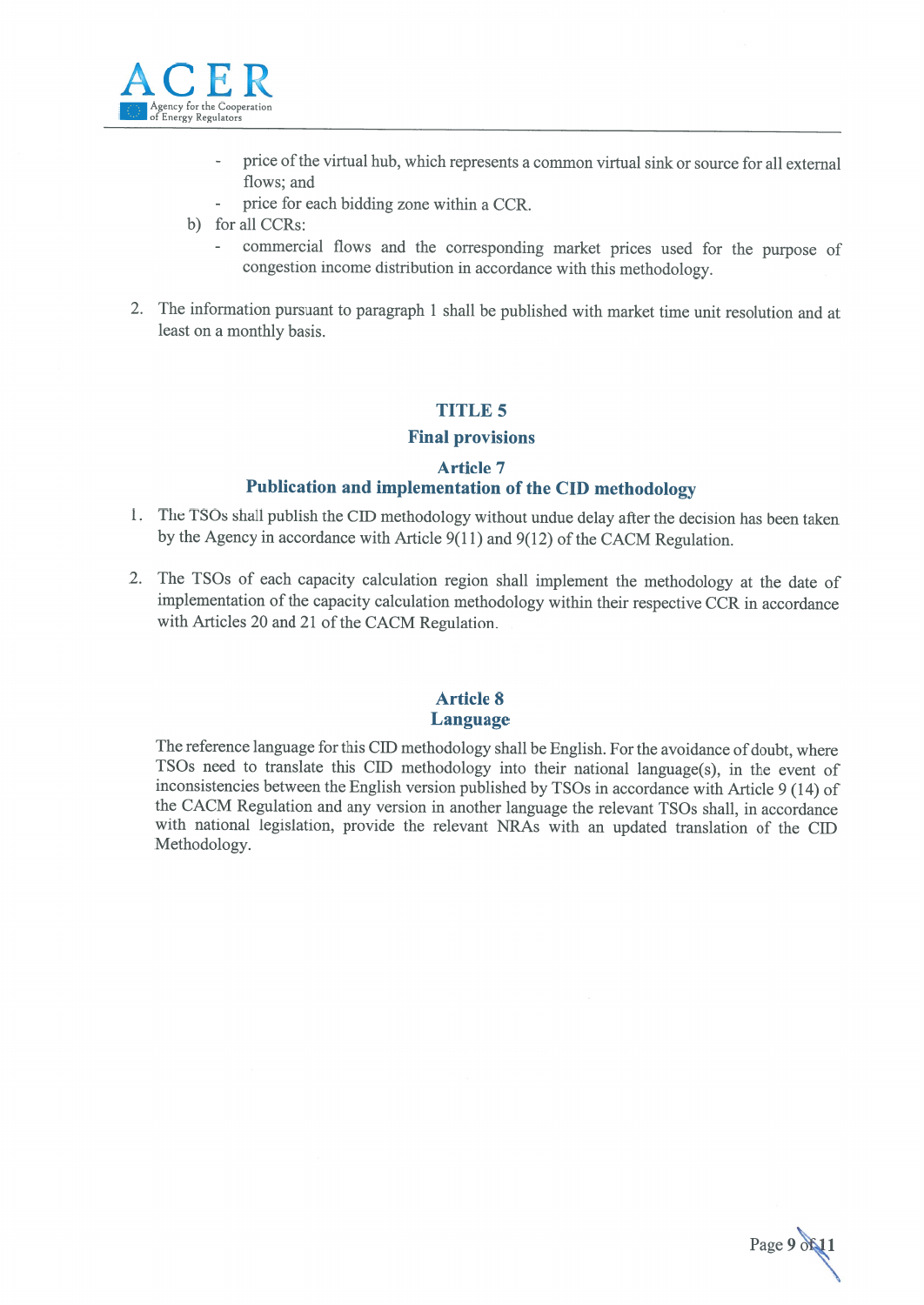- price of the virtual hub, which represents a common virtual sink or source for all external flows; and
- price for each bidding zone within a CCR.

b) for all CCRs:
- commercial flows and the corresponding market prices used for the purpose of congestion income distribution in accordance with this methodology.

2. The information pursuant to paragraph 1 shall be published with market time unit resolution and at least on a monthly basis.

## TITLE 5
## Final provisions

### Article 7
### Publication and implementation of the CID methodology

1. The TSOs shall publish the CID methodology without undue delay after the decision has been taken by the Agency in accordance with Article 9(11) and 9(12) of the CACM Regulation.

2. The TSOs of each capacity calculation region shall implement the methodology at the date of implementation of the capacity calculation methodology within their respective CCR in accordance with Articles 20 and 21 of the CACM Regulation.

### Article 8
### Language

The reference language for this CID methodology shall be English. For the avoidance of doubt, where TSOs need to translate this CID methodology into their national language(s), in the event of inconsistencies between the English version published by TSOs in accordance with Article 9 (14) of the CACM Regulation and any version in another language the relevant TSOs shall, in accordance with national legislation, provide the relevant NRAs with an updated translation of the CID Methodology.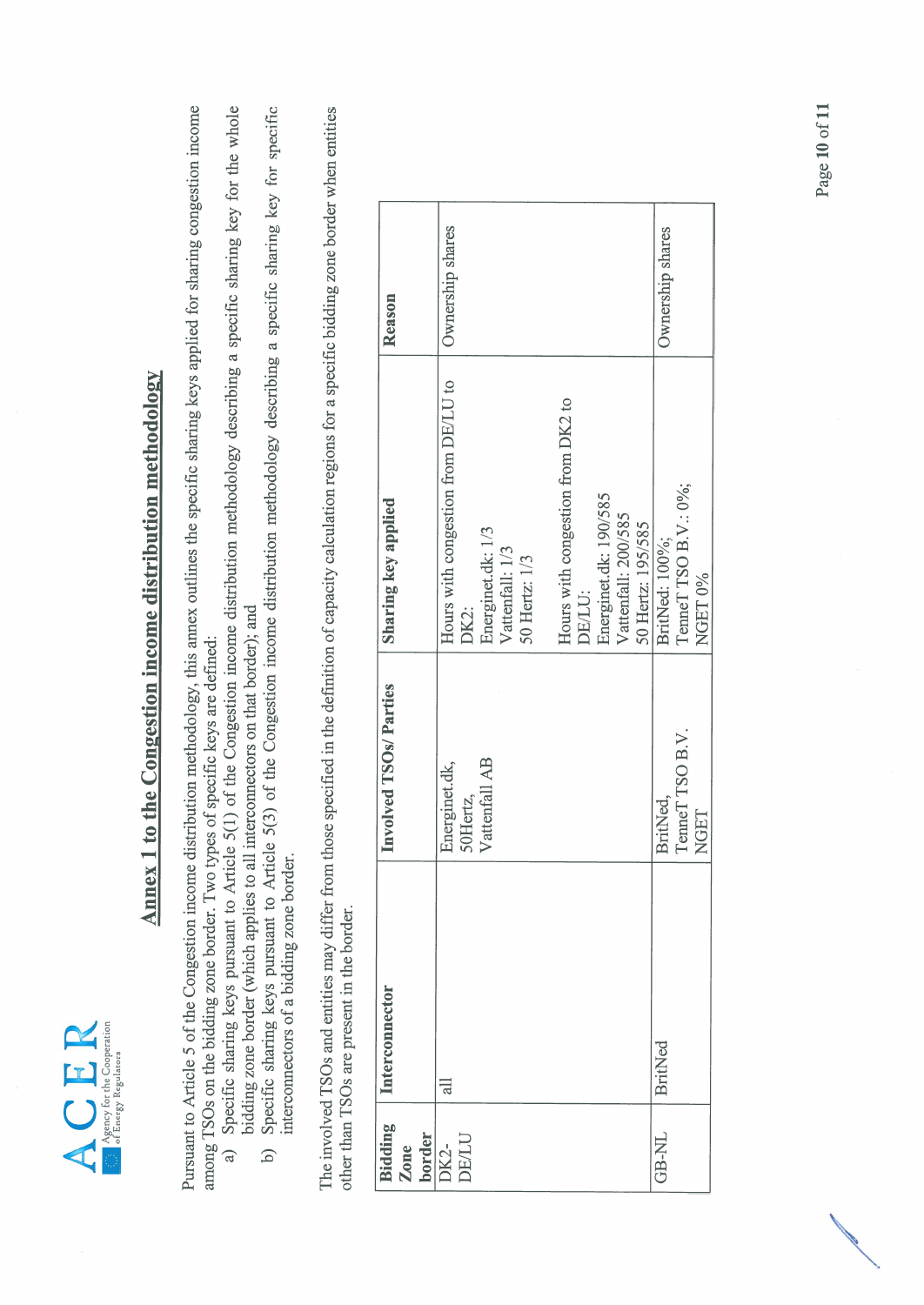## Annex 1 to the Congestion income distribution methodology

Pursuant to Article 5 of the Congestion income distribution methodology, this annex outlines the specific sharing keys applied for sharing congestion income among TSOs on the bidding zone border. Two types of specific keys are defined:

a) Specific sharing keys pursuant to Article 5(1) of the Congestion income distribution methodology describing a specific sharing key for the whole bidding zone border (which applies to all interconnectors on that border); and

b) Specific sharing keys pursuant to Article 5(3) of the Congestion income distribution methodology describing a specific sharing key for specific interconnectors of a bidding zone border.

The involved TSOs and entities may differ from those specified in the definition of capacity calculation regions for a specific bidding zone border when entities other than TSOs are present in the border.

| Bidding Zone border | Interconnector | Involved TSOs/ Parties | Sharing key applied | Reason |
|---|---|---|---|---|
| DK2-DE/LU | all | Energinet.dk, 50Hertz, Vattenfall AB | Hours with congestion from DE/LU to DK2:<br>Energinet.dk: 1/3<br>Vattenfall: 1/3<br>50 Hertz: 1/3<br><br>Hours with congestion from DK2 to DE/LU:<br>Energinet.dk: 190/585<br>Vattenfall: 200/585<br>50 Hertz: 195/585 | Ownership shares |
| GB-NL | BritNed | BritNed, TenneT TSO B.V., NGET | BritNed: 100%;<br>TenneT TSO B.V.: 0%;<br>NGET 0% | Ownership shares |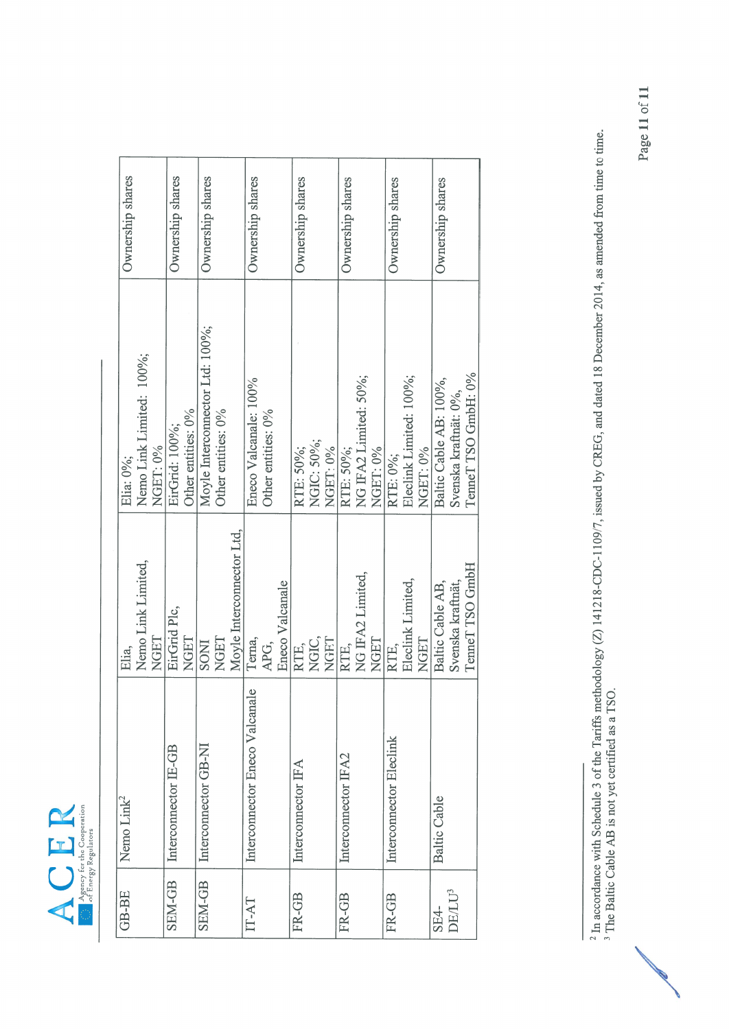| | | | | |
|---|---|---|---|---|
| GB-BE | Nemo Link[2] | Elia, Nemo Link Limited, NGET | Elia: 0%; Nemo Link Limited: 100%; NGET: 0% | Ownership shares |
| SEM-GB | Interconnector IE-GB | EirGrid Plc, NGET | EirGrid: 100%; Other entities: 0% | Ownership shares |
| SEM-GB | Interconnector GB-NI | SONI NGET Moyle Interconnector Ltd, | Moyle Interconnector Ltd: 100%; Other entities: 0% | Ownership shares |
| IT-AT | Intercomnector Eneco Valcanale | Terna, APG, Eneco Valcanale | Eneco Valcanale: 100% Other entities: 0% | Ownership shares |
| FR-GB | Interconnector IFA | RTE, NGIC, NGET | RTE: 50%; NGIC: 50%; NGET: 0% | Ownership shares |
| FR-GB | Interconnector IFA2 | RTE, NG IFA2 Limited, NGET | RTE: 50%; NG IFA2 Limited: 50%; NGET: 0% | Ownership shares |
| FR-GB | Interconnector Eleclink | RTE, Eleclink Limited, NGET | RTE: 0%; Eleclink Limited: 100%; NGET: 0% | Ownership shares |
| SE4-DE/LU[3] | Baltic Cable | Baltic Cable AB, Svenska kraftnät, TenneT TSO GmbH | Baltic Cable AB: 100%, Svenska kraftnät: 0%, TenneT TSO GmbH: 0% | Ownership shares |

[2] In accordance with Schedule 3 of the Tariffs methodology (Z) 141218-CDC-1109/7, issued by CREG, and dated 18 December 2014, as amended from time to time.

[3] The Baltic Cable AB is not yet certified as a TSO.